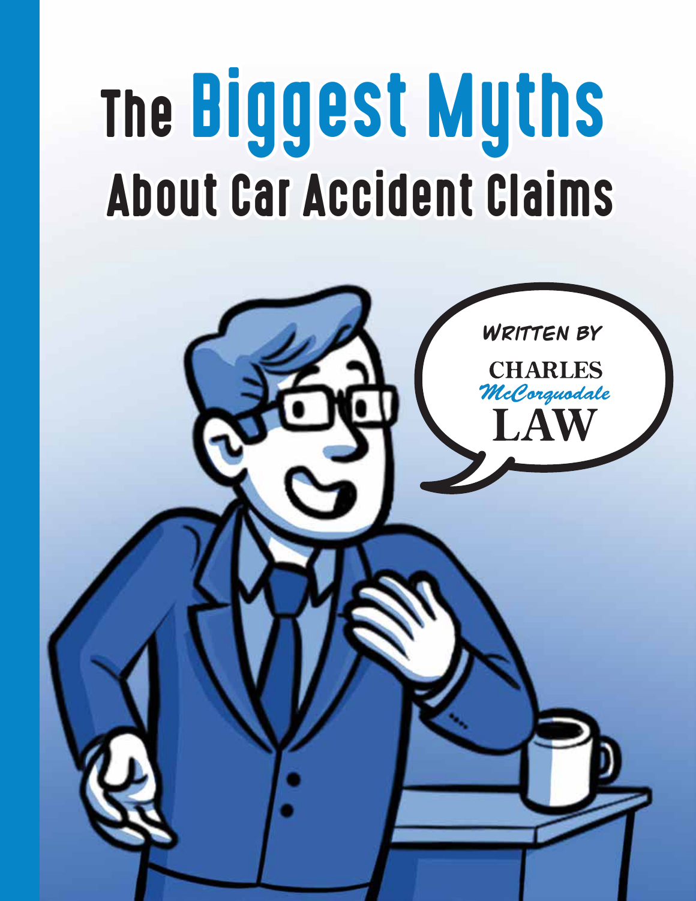# The Biggest Myths About Car Accident Claims

*Written by*

**CHARLES *McCorquodale* LAW**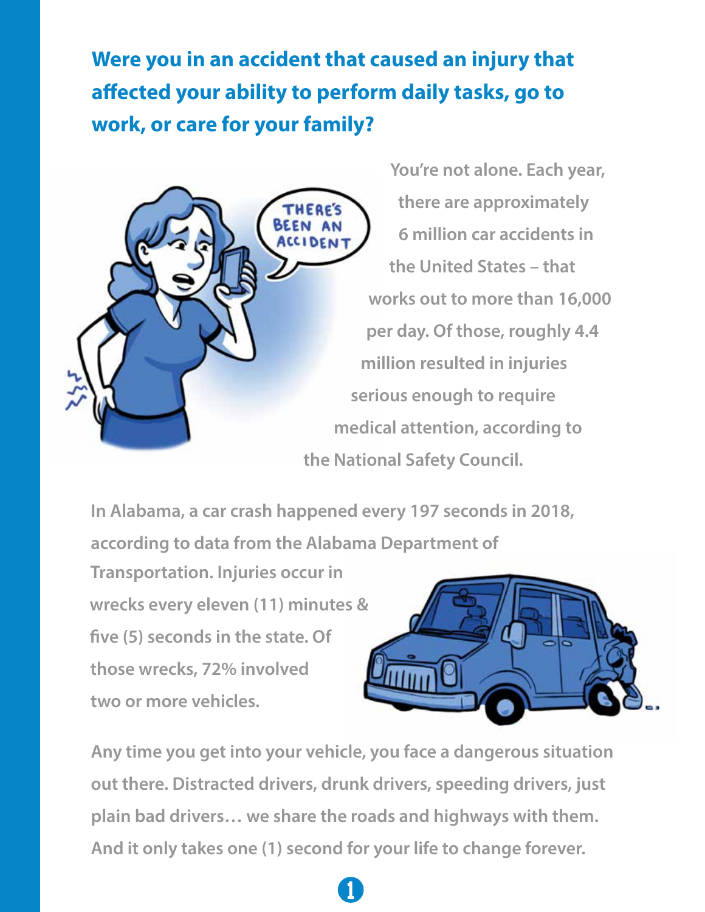## Were you in an accident that caused an injury that affected your ability to perform daily tasks, go to work, or care for your family?

You're not alone. Each year, there are approximately 6 million car accidents in the United States – that works out to more than 16,000 per day. Of those, roughly 4.4 million resulted in injuries serious enough to require medical attention, according to the National Safety Council.

In Alabama, a car crash happened every 197 seconds in 2018, according to data from the Alabama Department of Transportation. Injuries occur in wrecks every eleven (11) minutes & five (5) seconds in the state. Of those wrecks, 72% involved two or more vehicles.

Any time you get into your vehicle, you face a dangerous situation out there. Distracted drivers, drunk drivers, speeding drivers, just plain bad drivers… we share the roads and highways with them. And it only takes one (1) second for your life to change forever.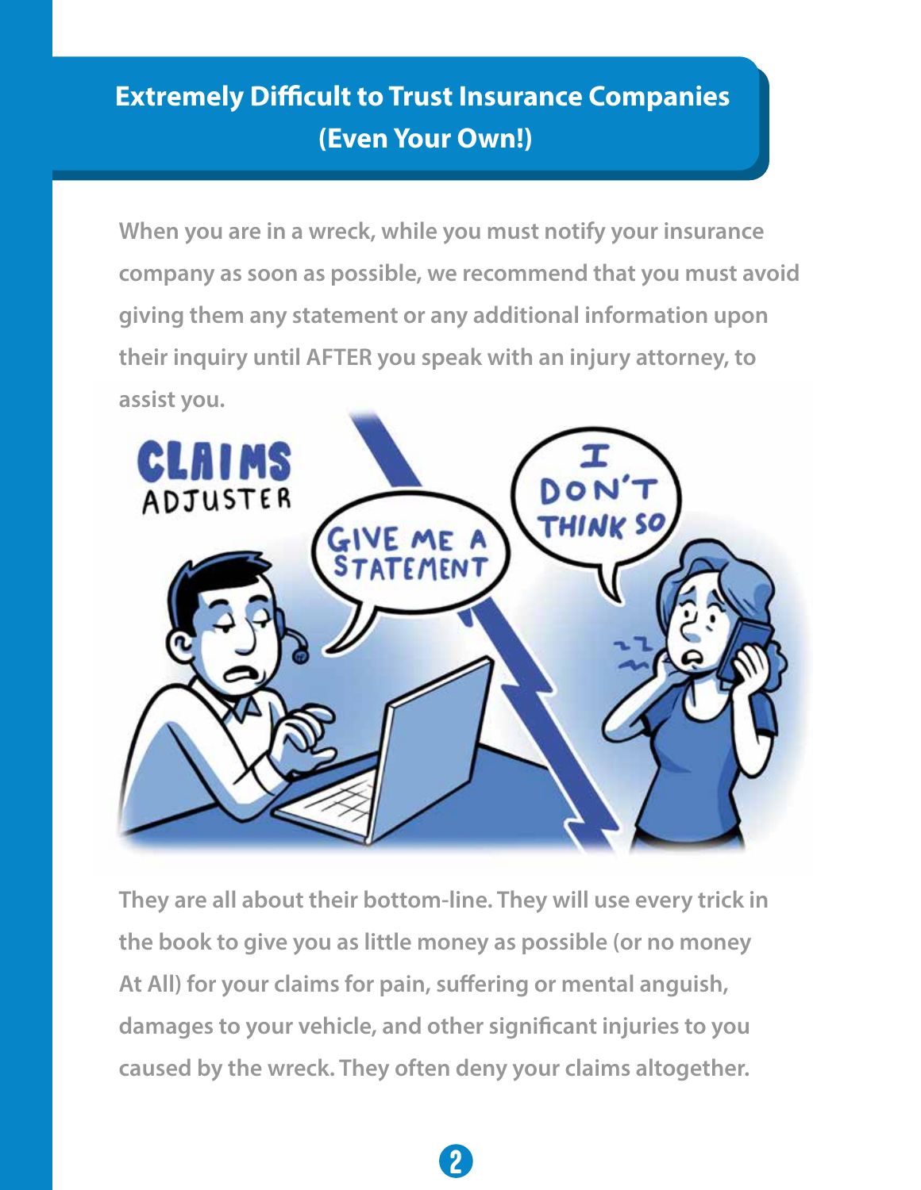## Extremely Difficult to Trust Insurance Companies (Even Your Own!)

When you are in a wreck, while you must notify your insurance company as soon as possible, we recommend that you must avoid giving them any statement or any additional information upon their inquiry until AFTER you speak with an injury attorney, to assist you.

They are all about their bottom-line. They will use every trick in the book to give you as little money as possible (or no money At All) for your claims for pain, suffering or mental anguish, damages to your vehicle, and other significant injuries to you caused by the wreck. They often deny your claims altogether.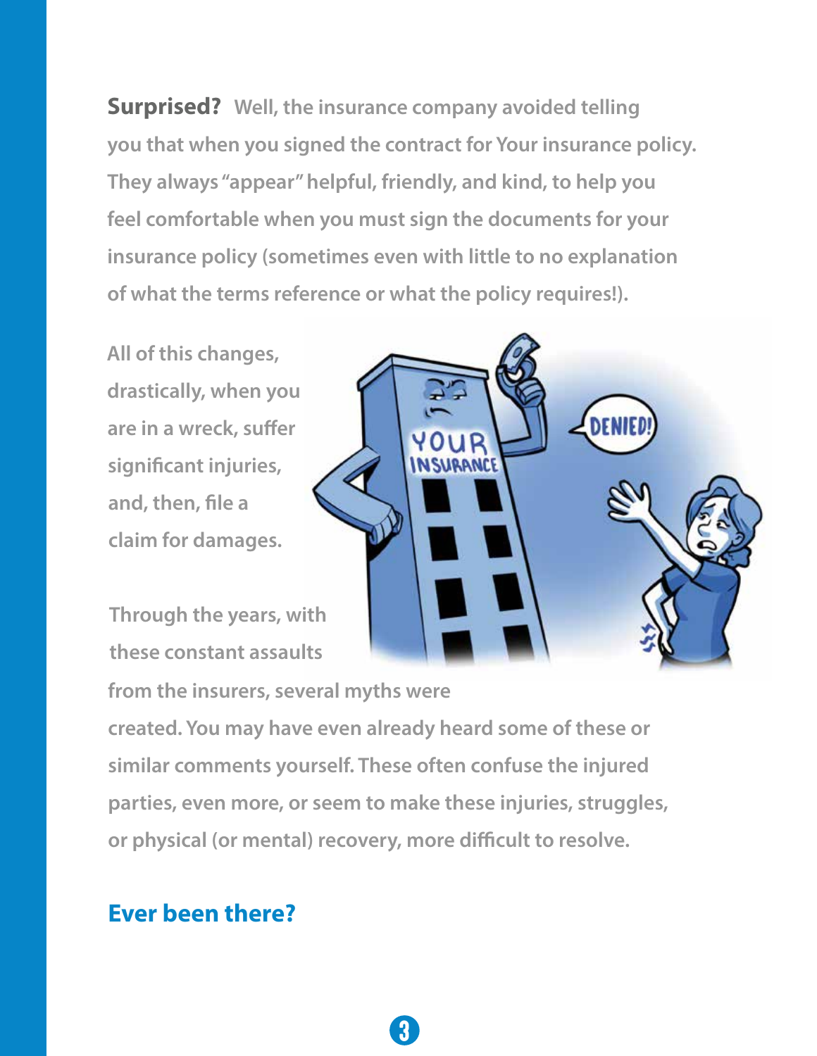**Surprised?** Well, the insurance company avoided telling you that when you signed the contract for Your insurance policy. They always "appear" helpful, friendly, and kind, to help you feel comfortable when you must sign the documents for your insurance policy (sometimes even with little to no explanation of what the terms reference or what the policy requires!).

All of this changes, drastically, when you are in a wreck, suffer significant injuries, and, then, file a claim for damages.

Through the years, with these constant assaults from the insurers, several myths were created. You may have even already heard some of these or similar comments yourself. These often confuse the injured parties, even more, or seem to make these injuries, struggles, or physical (or mental) recovery, more difficult to resolve.

## Ever been there?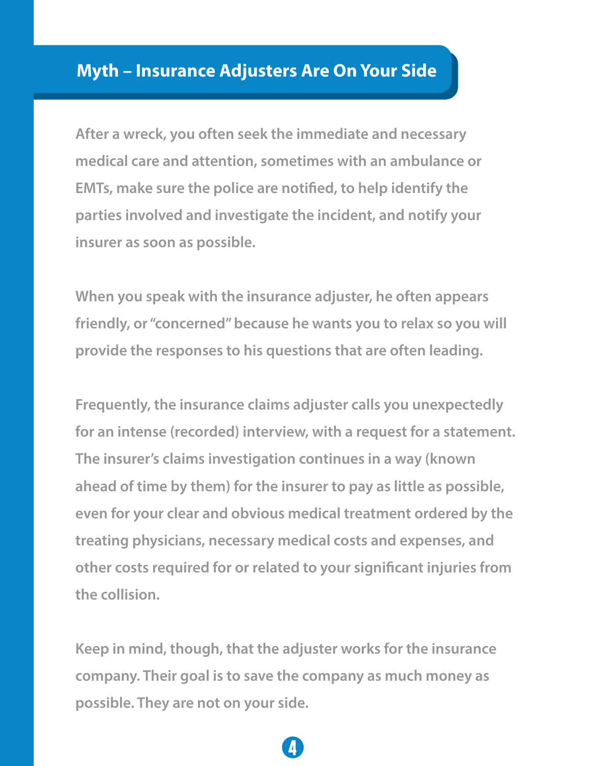## Myth – Insurance Adjusters Are On Your Side

After a wreck, you often seek the immediate and necessary medical care and attention, sometimes with an ambulance or EMTs, make sure the police are notified, to help identify the parties involved and investigate the incident, and notify your insurer as soon as possible.

When you speak with the insurance adjuster, he often appears friendly, or "concerned" because he wants you to relax so you will provide the responses to his questions that are often leading.

Frequently, the insurance claims adjuster calls you unexpectedly for an intense (recorded) interview, with a request for a statement. The insurer's claims investigation continues in a way (known ahead of time by them) for the insurer to pay as little as possible, even for your clear and obvious medical treatment ordered by the treating physicians, necessary medical costs and expenses, and other costs required for or related to your significant injuries from the collision.

Keep in mind, though, that the adjuster works for the insurance company. Their goal is to save the company as much money as possible. They are not on your side.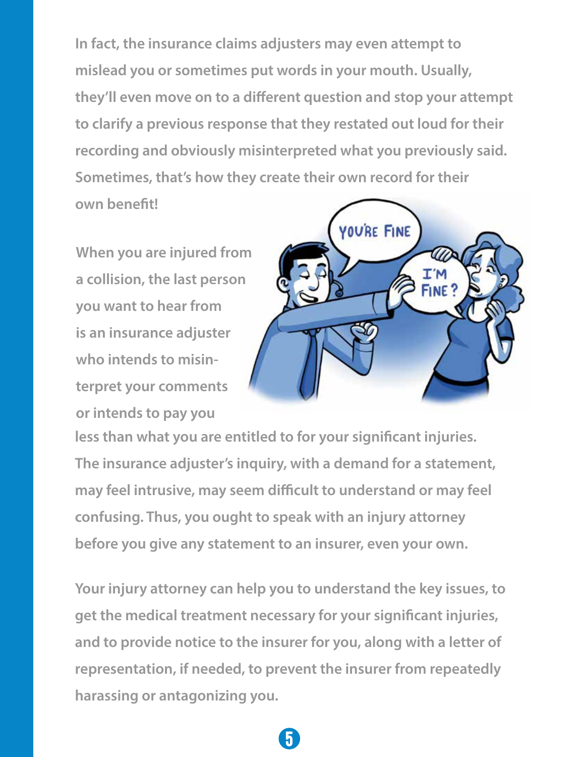In fact, the insurance claims adjusters may even attempt to mislead you or sometimes put words in your mouth. Usually, they'll even move on to a different question and stop your attempt to clarify a previous response that they restated out loud for their recording and obviously misinterpreted what you previously said. Sometimes, that's how they create their own record for their own benefit!

When you are injured from a collision, the last person you want to hear from is an insurance adjuster who intends to misinterpret your comments or intends to pay you less than what you are entitled to for your significant injuries. The insurance adjuster's inquiry, with a demand for a statement, may feel intrusive, may seem difficult to understand or may feel confusing. Thus, you ought to speak with an injury attorney before you give any statement to an insurer, even your own.

Your injury attorney can help you to understand the key issues, to get the medical treatment necessary for your significant injuries, and to provide notice to the insurer for you, along with a letter of representation, if needed, to prevent the insurer from repeatedly harassing or antagonizing you.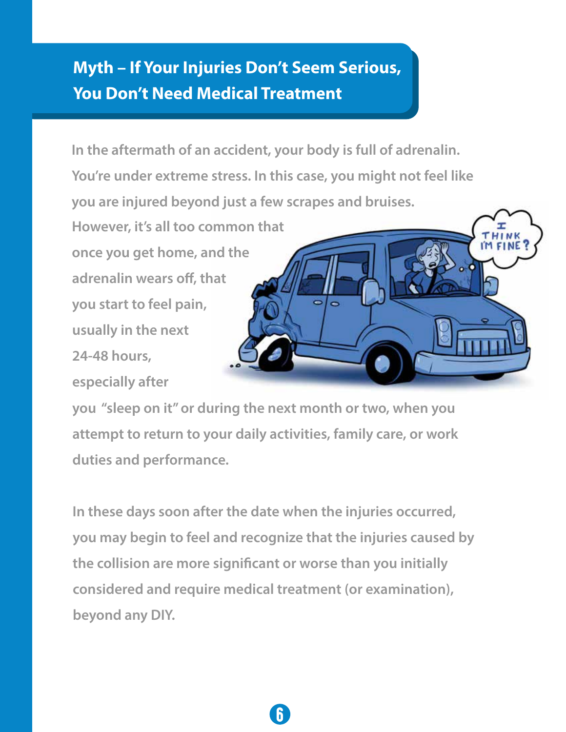## Myth – If Your Injuries Don't Seem Serious, You Don't Need Medical Treatment

In the aftermath of an accident, your body is full of adrenalin. You're under extreme stress. In this case, you might not feel like you are injured beyond just a few scrapes and bruises. However, it's all too common that once you get home, and the adrenalin wears off, that you start to feel pain, usually in the next 24-48 hours, especially after you "sleep on it" or during the next month or two, when you attempt to return to your daily activities, family care, or work duties and performance.

In these days soon after the date when the injuries occurred, you may begin to feel and recognize that the injuries caused by the collision are more significant or worse than you initially considered and require medical treatment (or examination), beyond any DIY.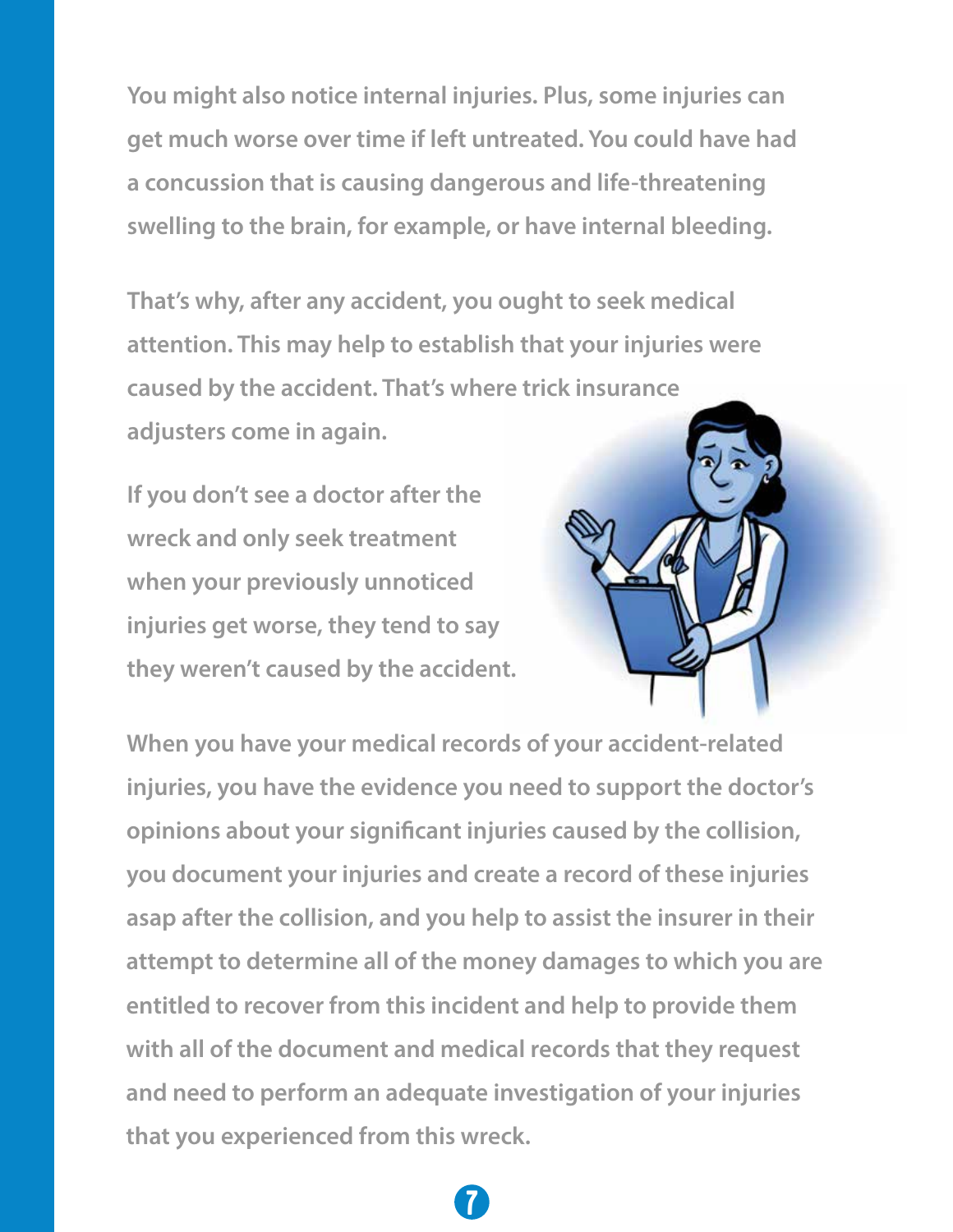You might also notice internal injuries. Plus, some injuries can get much worse over time if left untreated. You could have had a concussion that is causing dangerous and life-threatening swelling to the brain, for example, or have internal bleeding.

That's why, after any accident, you ought to seek medical attention. This may help to establish that your injuries were caused by the accident. That's where trick insurance adjusters come in again.

If you don't see a doctor after the wreck and only seek treatment when your previously unnoticed injuries get worse, they tend to say they weren't caused by the accident.

When you have your medical records of your accident-related injuries, you have the evidence you need to support the doctor's opinions about your significant injuries caused by the collision, you document your injuries and create a record of these injuries asap after the collision, and you help to assist the insurer in their attempt to determine all of the money damages to which you are entitled to recover from this incident and help to provide them with all of the document and medical records that they request and need to perform an adequate investigation of your injuries that you experienced from this wreck.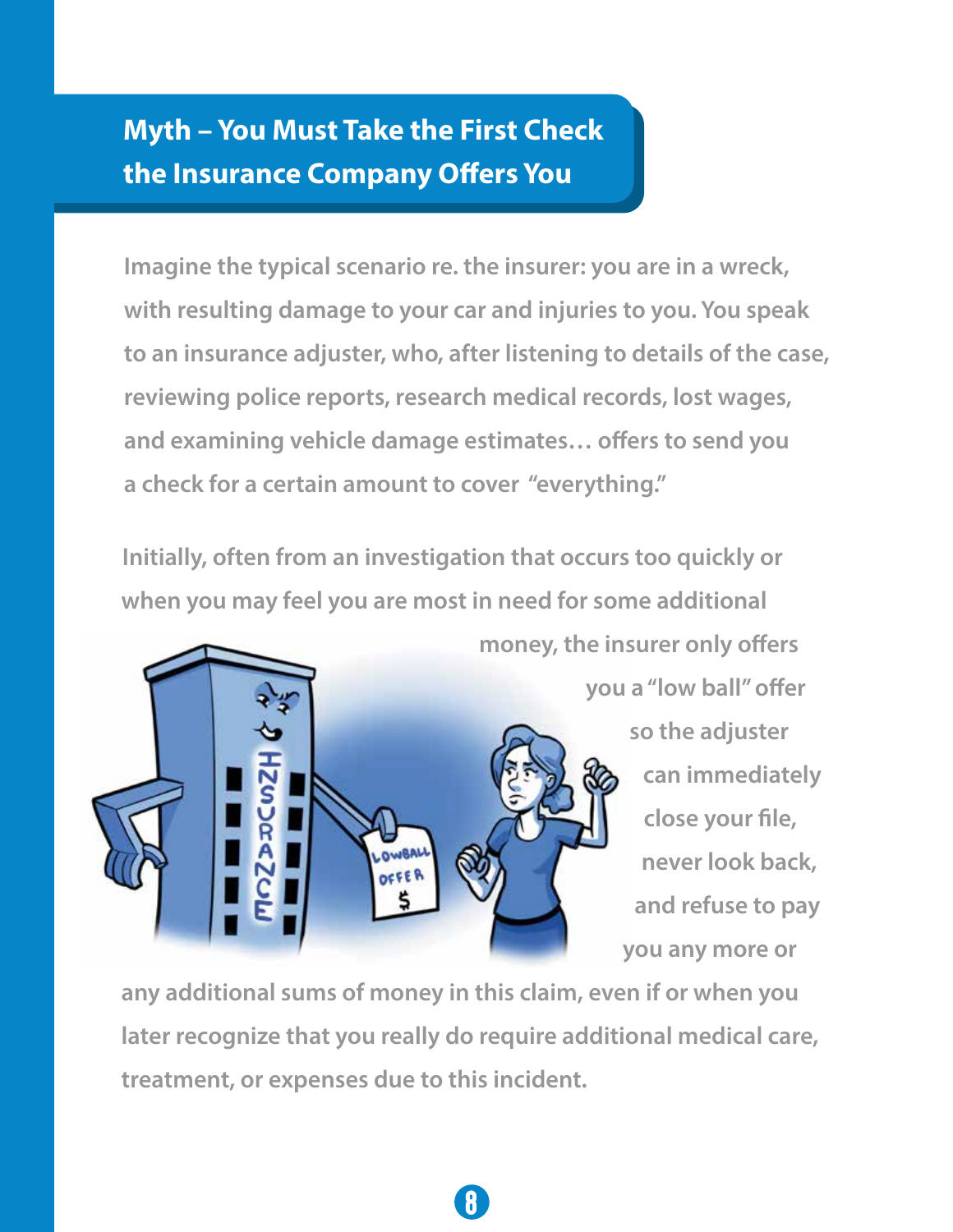## Myth – You Must Take the First Check the Insurance Company Offers You

Imagine the typical scenario re. the insurer: you are in a wreck, with resulting damage to your car and injuries to you. You speak to an insurance adjuster, who, after listening to details of the case, reviewing police reports, research medical records, lost wages, and examining vehicle damage estimates… offers to send you a check for a certain amount to cover "everything."

Initially, often from an investigation that occurs too quickly or when you may feel you are most in need for some additional money, the insurer only offers you a "low ball" offer so the adjuster can immediately close your file, never look back, and refuse to pay you any more or any additional sums of money in this claim, even if or when you later recognize that you really do require additional medical care, treatment, or expenses due to this incident.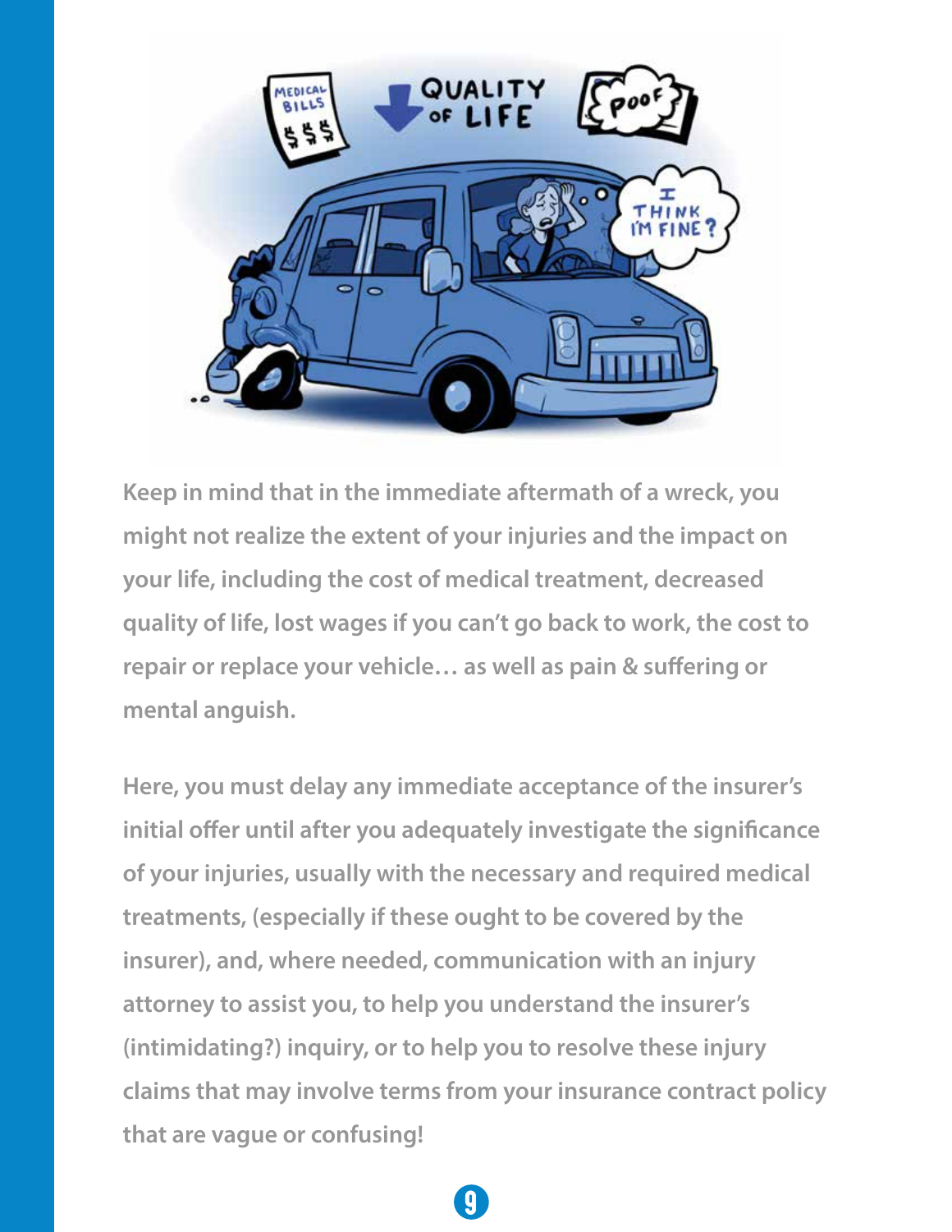Keep in mind that in the immediate aftermath of a wreck, you might not realize the extent of your injuries and the impact on your life, including the cost of medical treatment, decreased quality of life, lost wages if you can't go back to work, the cost to repair or replace your vehicle… as well as pain & suffering or mental anguish.

Here, you must delay any immediate acceptance of the insurer's initial offer until after you adequately investigate the significance of your injuries, usually with the necessary and required medical treatments, (especially if these ought to be covered by the insurer), and, where needed, communication with an injury attorney to assist you, to help you understand the insurer's (intimidating?) inquiry, or to help you to resolve these injury claims that may involve terms from your insurance contract policy that are vague or confusing!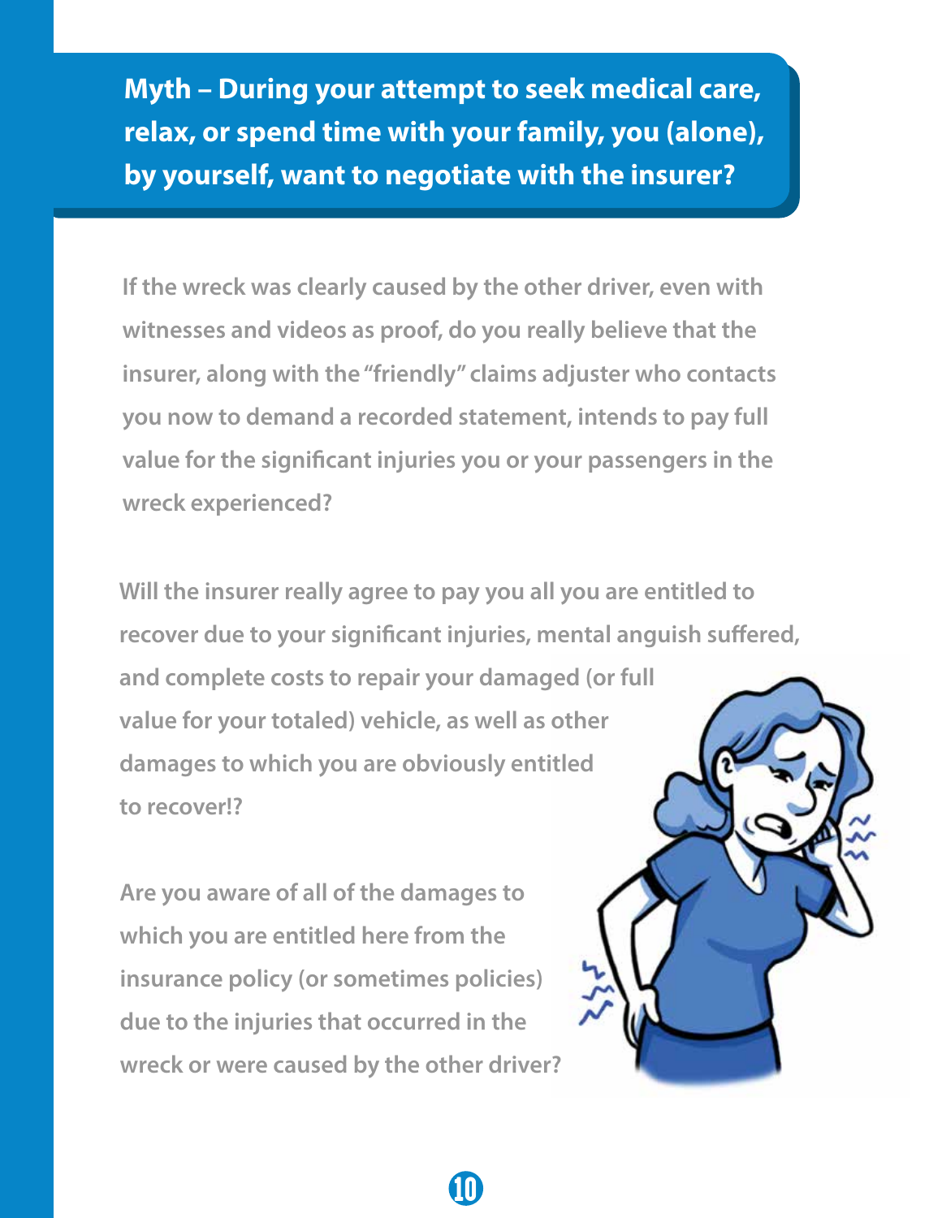## Myth – During your attempt to seek medical care, relax, or spend time with your family, you (alone), by yourself, want to negotiate with the insurer?

If the wreck was clearly caused by the other driver, even with witnesses and videos as proof, do you really believe that the insurer, along with the "friendly" claims adjuster who contacts you now to demand a recorded statement, intends to pay full value for the significant injuries you or your passengers in the wreck experienced?

Will the insurer really agree to pay you all you are entitled to recover due to your significant injuries, mental anguish suffered, and complete costs to repair your damaged (or full value for your totaled) vehicle, as well as other damages to which you are obviously entitled to recover!?

Are you aware of all of the damages to which you are entitled here from the insurance policy (or sometimes policies) due to the injuries that occurred in the wreck or were caused by the other driver?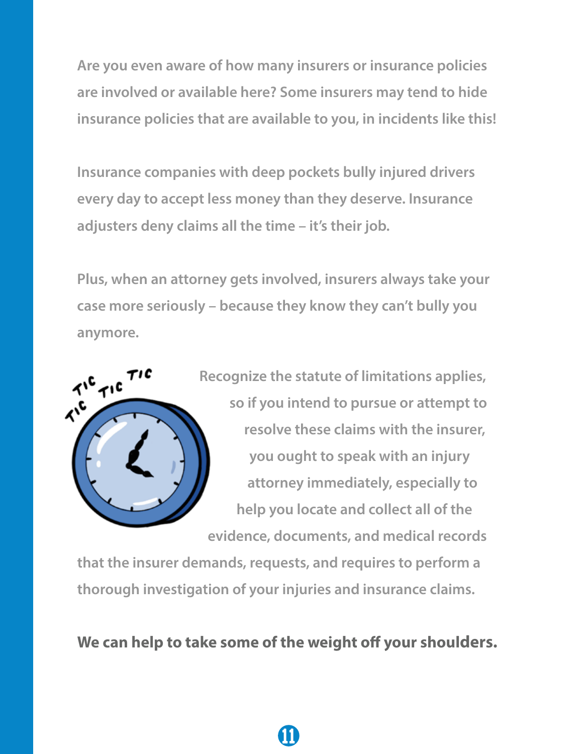Are you even aware of how many insurers or insurance policies are involved or available here? Some insurers may tend to hide insurance policies that are available to you, in incidents like this!

Insurance companies with deep pockets bully injured drivers every day to accept less money than they deserve. Insurance adjusters deny claims all the time – it's their job.

Plus, when an attorney gets involved, insurers always take your case more seriously – because they know they can't bully you anymore.

Recognize the statute of limitations applies, so if you intend to pursue or attempt to resolve these claims with the insurer, you ought to speak with an injury attorney immediately, especially to help you locate and collect all of the evidence, documents, and medical records that the insurer demands, requests, and requires to perform a thorough investigation of your injuries and insurance claims.

**We can help to take some of the weight off your shoulders.**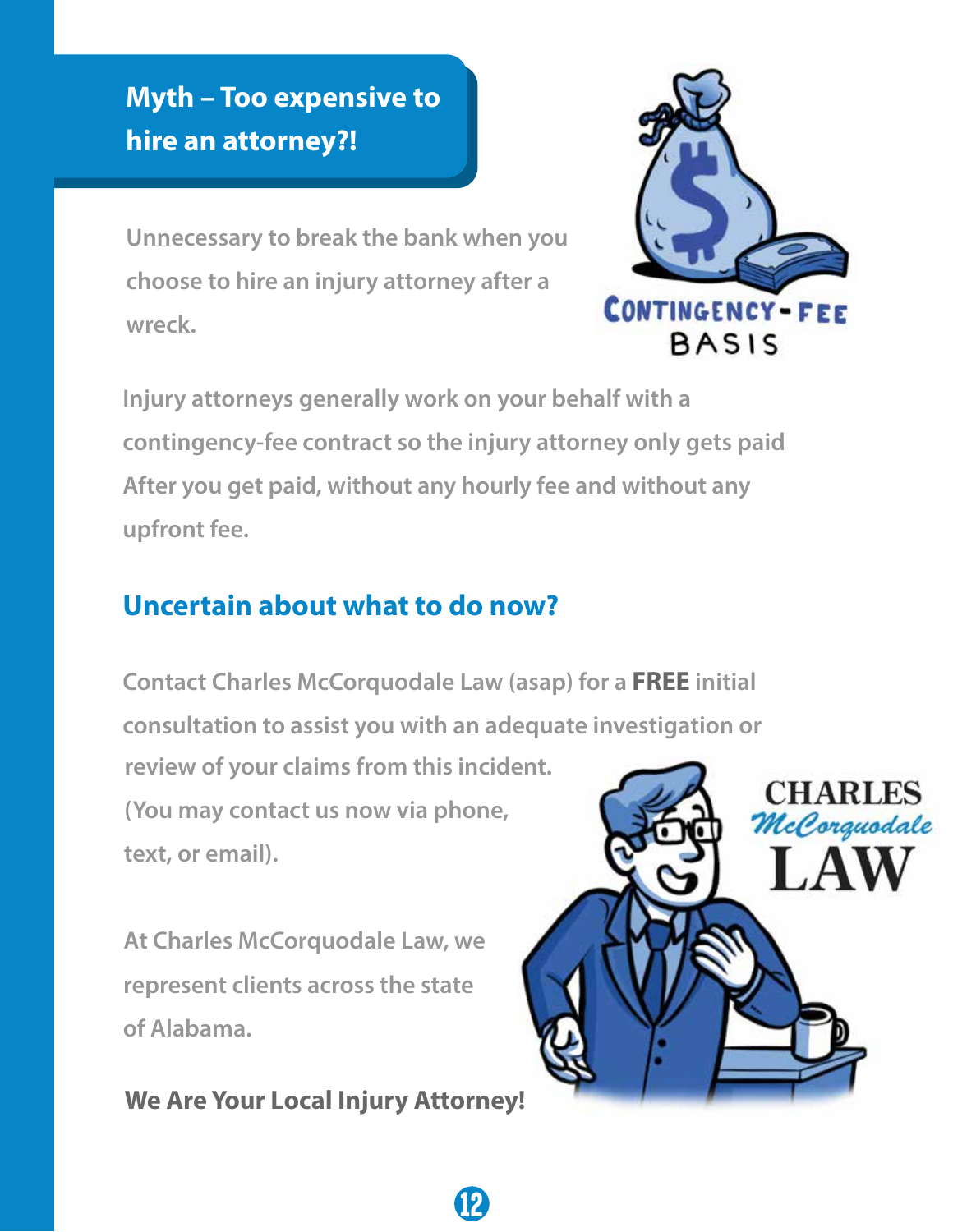## Myth – Too expensive to hire an attorney?!

Unnecessary to break the bank when you choose to hire an injury attorney after a wreck.

CONTINGENCY-FEE BASIS

Injury attorneys generally work on your behalf with a contingency-fee contract so the injury attorney only gets paid After you get paid, without any hourly fee and without any upfront fee.

## Uncertain about what to do now?

Contact Charles McCorquodale Law (asap) for a **FREE** initial consultation to assist you with an adequate investigation or review of your claims from this incident. (You may contact us now via phone, text, or email).

At Charles McCorquodale Law, we represent clients across the state of Alabama.

**We Are Your Local Injury Attorney!**

CHARLES McCorquodale LAW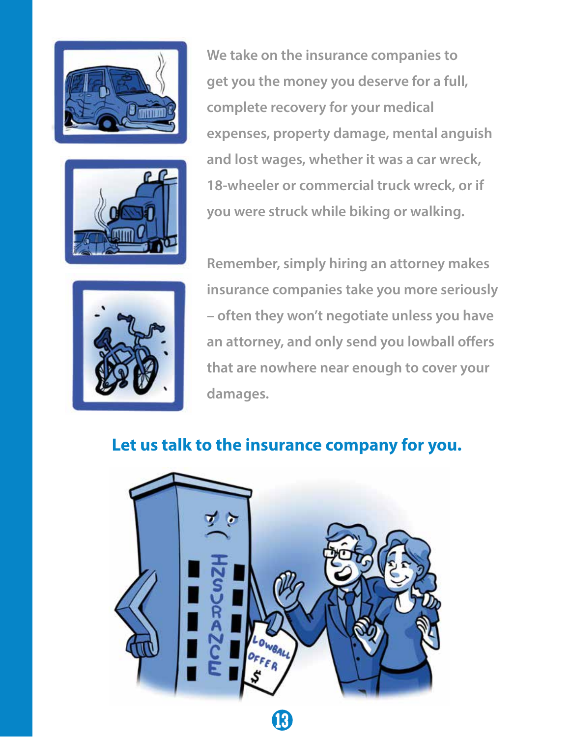We take on the insurance companies to get you the money you deserve for a full, complete recovery for your medical expenses, property damage, mental anguish and lost wages, whether it was a car wreck, 18-wheeler or commercial truck wreck, or if you were struck while biking or walking.

Remember, simply hiring an attorney makes insurance companies take you more seriously – often they won't negotiate unless you have an attorney, and only send you lowball offers that are nowhere near enough to cover your damages.

## Let us talk to the insurance company for you.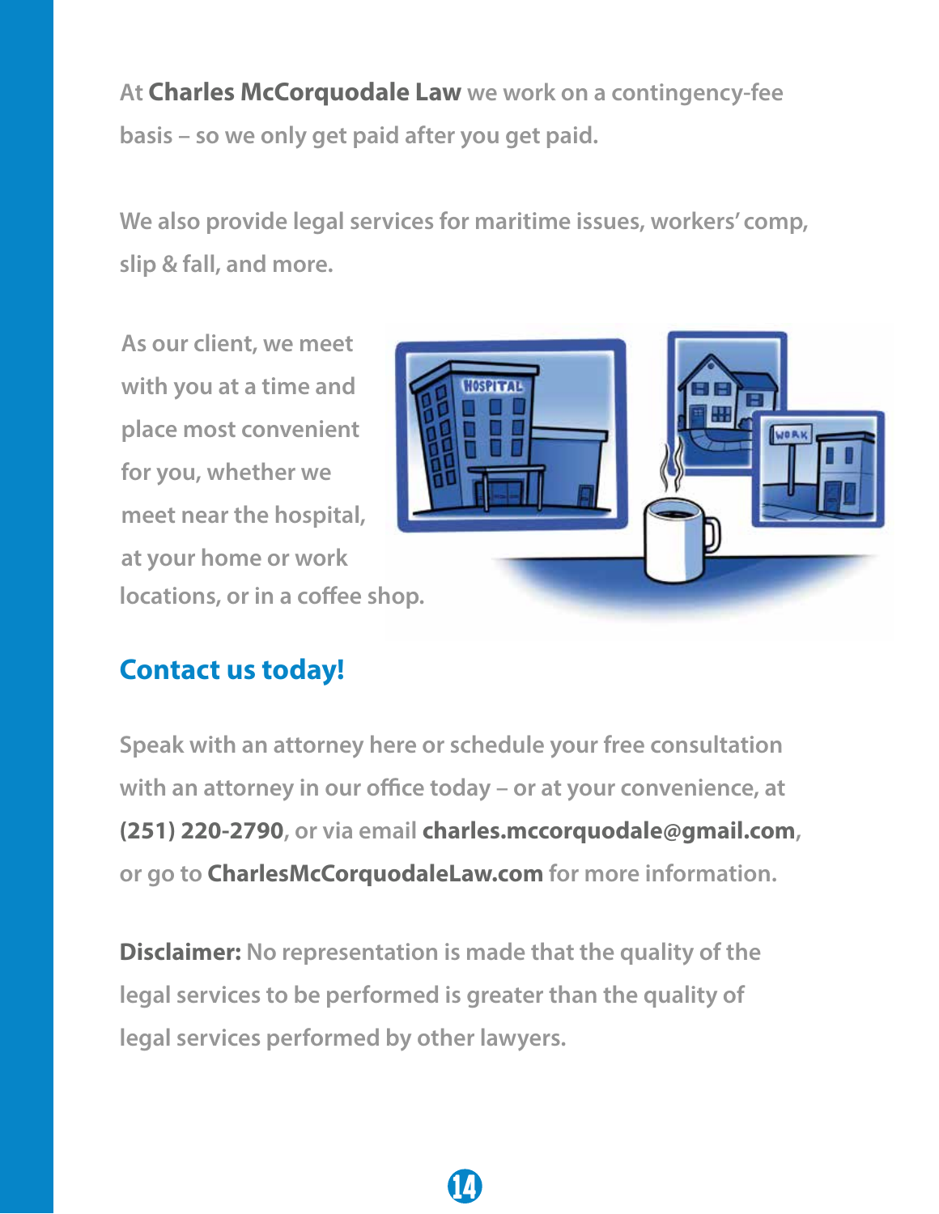At **Charles McCorquodale Law** we work on a contingency-fee basis – so we only get paid after you get paid.

We also provide legal services for maritime issues, workers' comp, slip & fall, and more.

As our client, we meet with you at a time and place most convenient for you, whether we meet near the hospital, at your home or work locations, or in a coffee shop.

## Contact us today!

Speak with an attorney here or schedule your free consultation with an attorney in our office today – or at your convenience, at **(251) 220-2790**, or via email **charles.mccorquodale@gmail.com**, or go to **CharlesMcCorquodaleLaw.com** for more information.

**Disclaimer:** No representation is made that the quality of the legal services to be performed is greater than the quality of legal services performed by other lawyers.